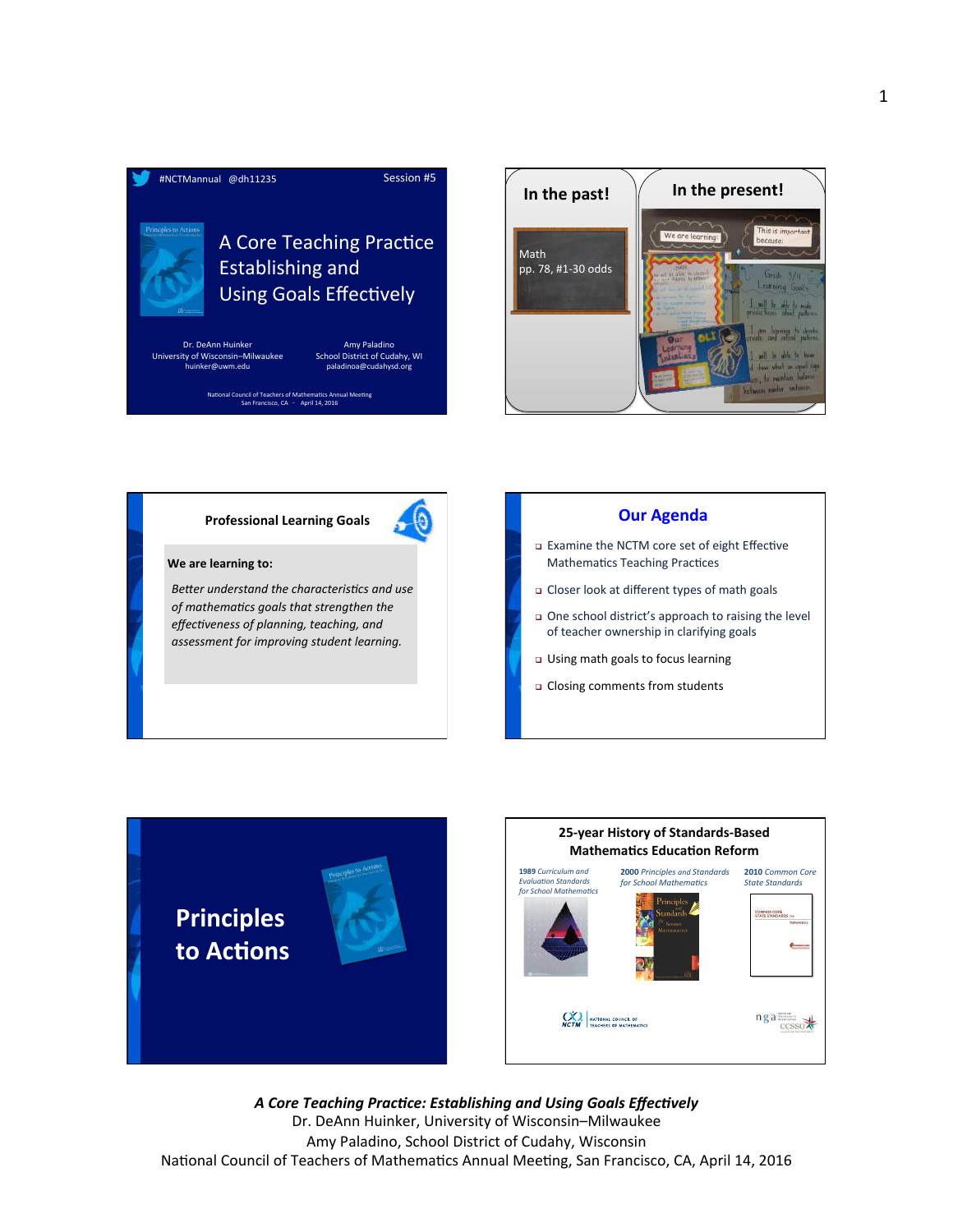#NCTMannual @dh11235 Session #5

# A Core Teaching Practice Establishing and Using Goals Effectively

Dr. DeAnn Huinker
University of Wisconsin–Milwaukee
huinker@uwm.edu

Amy Paladino
School District of Cudahy, WI
paladinoa@cudahysd.org

National Council of Teachers of Mathematics Annual Meeting
San Francisco, CA - April 14, 2016

---

**In the past!**

Math
pp. 78, #1-30 odds

**In the present!**

We are learning:

This is important because:

---

## Professional Learning Goals

**We are learning to:**

*Better understand the characteristics and use of mathematics goals that strengthen the effectiveness of planning, teaching, and assessment for improving student learning.*

---

## Our Agenda

- Examine the NCTM core set of eight Effective Mathematics Teaching Practices
- Closer look at different types of math goals
- One school district's approach to raising the level of teacher ownership in clarifying goals
- Using math goals to focus learning
- Closing comments from students

---

## Principles to Actions

---

## 25-year History of Standards-Based Mathematics Education Reform

- **1989** *Curriculum and Evaluation Standards for School Mathematics*
- **2000** *Principles and Standards for School Mathematics*
- **2010** *Common Core State Standards*

---

*A Core Teaching Practice: Establishing and Using Goals Effectively*
Dr. DeAnn Huinker, University of Wisconsin–Milwaukee
Amy Paladino, School District of Cudahy, Wisconsin
National Council of Teachers of Mathematics Annual Meeting, San Francisco, CA, April 14, 2016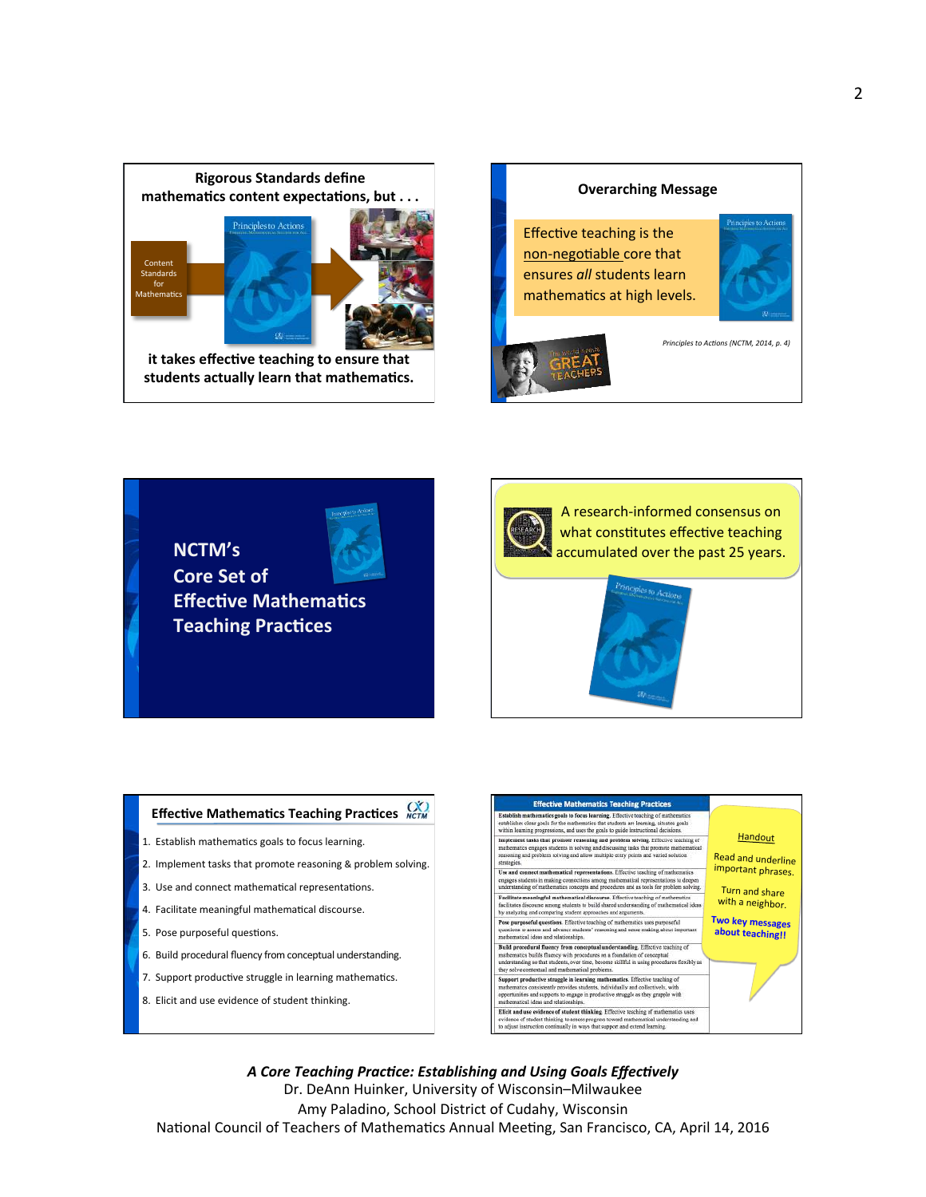**Rigorous Standards define mathematics content expectations, but . . .**

Content Standards for Mathematics

Principles to Actions

**it takes effective teaching to ensure that students actually learn that mathematics.**

---

**Overarching Message**

Effective teaching is the non-negotiable core that ensures *all* students learn mathematics at high levels.

*Principles to Actions (NCTM, 2014, p. 4)*

The world needs GREAT TEACHERS

---

**NCTM's Core Set of Effective Mathematics Teaching Practices**

---

A research-informed consensus on what constitutes effective teaching accumulated over the past 25 years.

---

**Effective Mathematics Teaching Practices**

1. Establish mathematics goals to focus learning.
2. Implement tasks that promote reasoning & problem solving.
3. Use and connect mathematical representations.
4. Facilitate meaningful mathematical discourse.
5. Pose purposeful questions.
6. Build procedural fluency from conceptual understanding.
7. Support productive struggle in learning mathematics.
8. Elicit and use evidence of student thinking.

---

**Effective Mathematics Teaching Practices**

**Establish mathematics goals to focus learning.** Effective teaching of mathematics establishes clear goals for the mathematics that students are learning, situates goals within learning progressions, and uses the goals to guide instructional decisions.

**Implement tasks that promote reasoning and problem solving.** Effective teaching of mathematics engages students in solving and discussing tasks that promote mathematical reasoning and problem solving and allow multiple entry points and varied solution strategies.

**Use and connect mathematical representations.** Effective teaching of mathematics engages students in making connections among mathematical representations to deepen understanding of mathematics concepts and procedures and as tools for problem solving.

**Facilitate meaningful mathematical discourse.** Effective teaching of mathematics facilitates discourse among students to build shared understanding of mathematical ideas by analyzing and comparing student approaches and arguments.

**Pose purposeful questions.** Effective teaching of mathematics uses purposeful questions to assess and advance students' reasoning and sense making about important mathematical ideas and relationships.

**Build procedural fluency from conceptual understanding.** Effective teaching of mathematics builds fluency with procedures on a foundation of conceptual understanding so that students, over time, become skillful in using procedures flexibly as they solve contextual and mathematical problems.

**Support productive struggle in learning mathematics.** Effective teaching of mathematics consistently provides students, individually and collectively, with opportunities and supports to engage in productive struggle as they grapple with mathematical ideas and relationships.

**Elicit and use evidence of student thinking.** Effective teaching of mathematics uses evidence of student thinking to assess progress toward mathematical understanding and to adjust instruction continually in ways that support and extend learning.

Handout

Read and underline important phrases.

Turn and share with a neighbor.

Two key messages about teaching!!

---

***A Core Teaching Practice: Establishing and Using Goals Effectively***

Dr. DeAnn Huinker, University of Wisconsin–Milwaukee

Amy Paladino, School District of Cudahy, Wisconsin

National Council of Teachers of Mathematics Annual Meeting, San Francisco, CA, April 14, 2016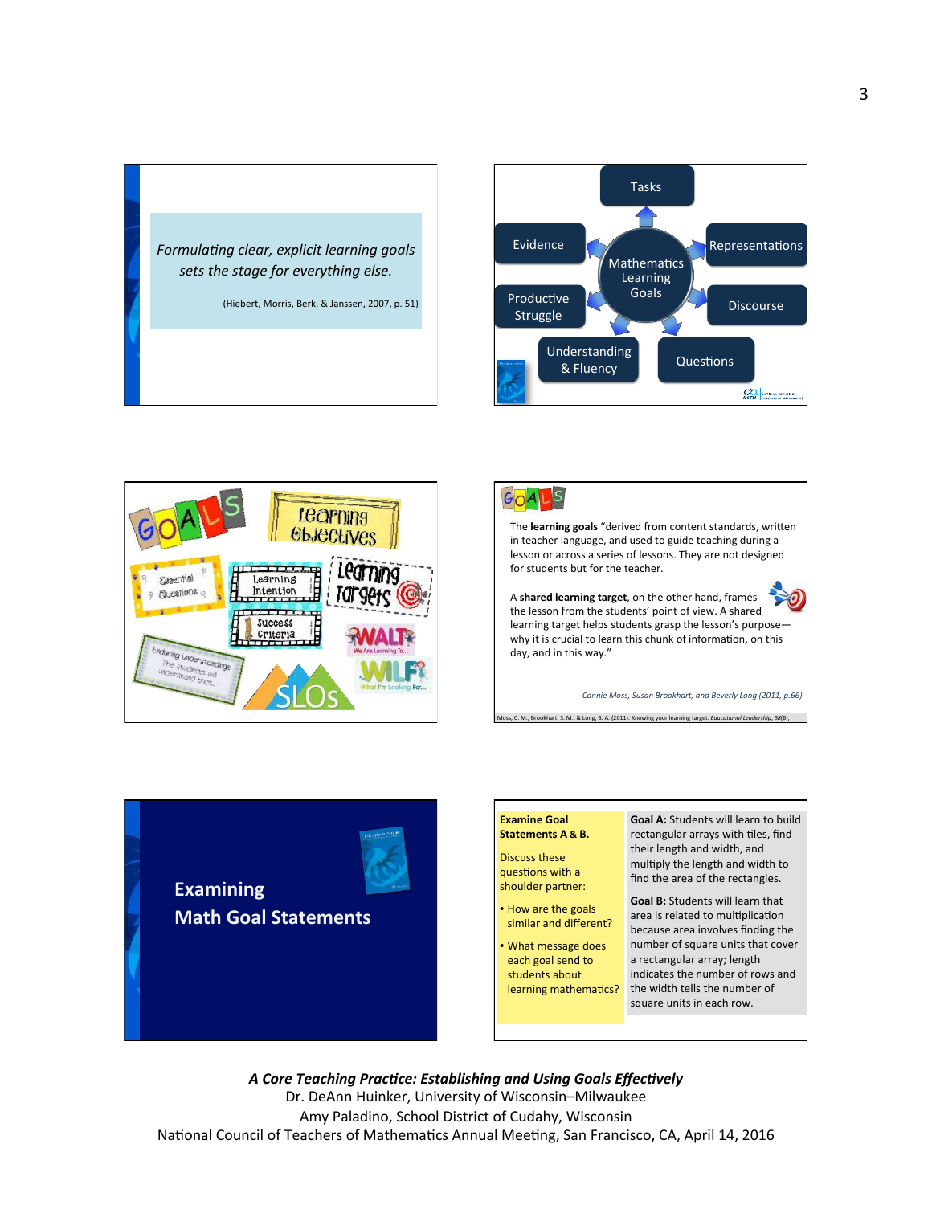*Formulating clear, explicit learning goals sets the stage for everything else.*

(Hiebert, Morris, Berk, & Janssen, 2007, p. 51)

---

Tasks

Evidence

Representations

Mathematics Learning Goals

Productive Struggle

Discourse

Understanding & Fluency

Questions

---

GOALS

learning objectives

Essential Questions

Learning Intention

Learning Targets

Success Criteria

Enduring Understandings: The students will understand that...

WALT: We Are Learning To...

WILF: What I'm Looking For...

SLOs

---

GOALS

The **learning goals** "derived from content standards, written in teacher language, and used to guide teaching during a lesson or across a series of lessons. They are not designed for students but for the teacher.

A **shared learning target**, on the other hand, frames the lesson from the students' point of view. A shared learning target helps students grasp the lesson's purpose—why it is crucial to learn this chunk of information, on this day, and in this way."

*Connie Moss, Susan Brookhart, and Beverly Long (2011, p.66)*

Moss, C. M., Brookhart, S. M., & Long, B. A. (2011). Knowing your learning target. *Educational Leadership, 68*(6),

---

## Examining Math Goal Statements

---

**Examine Goal Statements A & B.**

Discuss these questions with a shoulder partner:

- How are the goals similar and different?
- What message does each goal send to students about learning mathematics?

**Goal A:** Students will learn to build rectangular arrays with tiles, find their length and width, and multiply the length and width to find the area of the rectangles.

**Goal B:** Students will learn that area is related to multiplication because area involves finding the number of square units that cover a rectangular array; length indicates the number of rows and the width tells the number of square units in each row.

---

***A Core Teaching Practice: Establishing and Using Goals Effectively***
Dr. DeAnn Huinker, University of Wisconsin–Milwaukee
Amy Paladino, School District of Cudahy, Wisconsin
National Council of Teachers of Mathematics Annual Meeting, San Francisco, CA, April 14, 2016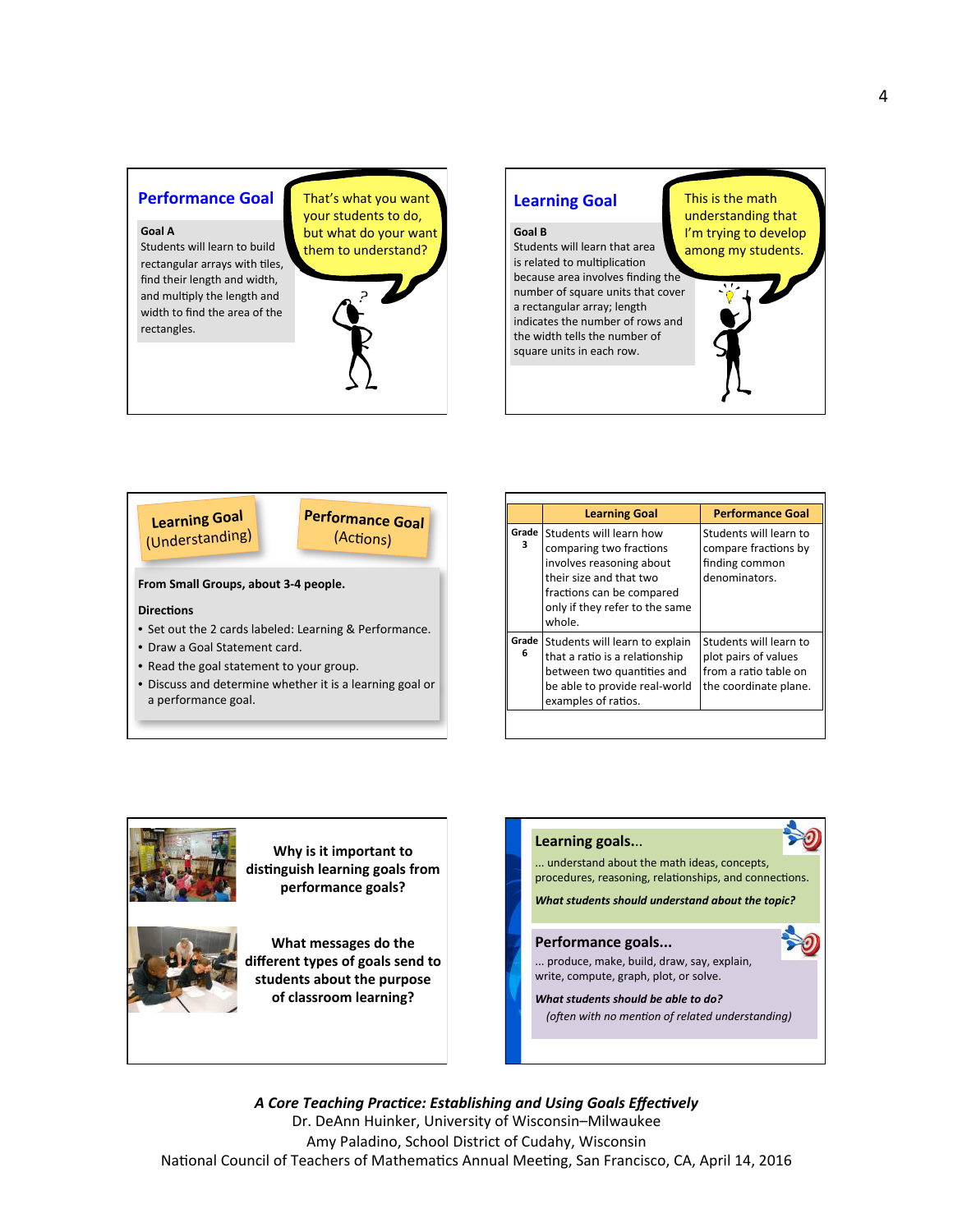## Performance Goal

That's what you want your students to do, but what do your want them to understand?

**Goal A**
Students will learn to build rectangular arrays with tiles, find their length and width, and multiply the length and width to find the area of the rectangles.

## Learning Goal

This is the math understanding that I'm trying to develop among my students.

**Goal B**
Students will learn that area is related to multiplication because area involves finding the number of square units that cover a rectangular array; length indicates the number of rows and the width tells the number of square units in each row.

---

**Learning Goal (Understanding)**

**Performance Goal (Actions)**

**From Small Groups, about 3-4 people.**

**Directions**

- Set out the 2 cards labeled: Learning & Performance.
- Draw a Goal Statement card.
- Read the goal statement to your group.
- Discuss and determine whether it is a learning goal or a performance goal.

| | Learning Goal | Performance Goal |
|---|---|---|
| Grade 3 | Students will learn how comparing two fractions involves reasoning about their size and that two fractions can be compared only if they refer to the same whole. | Students will learn to compare fractions by finding common denominators. |
| Grade 6 | Students will learn to explain that a ratio is a relationship between two quantities and be able to provide real-world examples of ratios. | Students will learn to plot pairs of values from a ratio table on the coordinate plane. |

---

**Why is it important to distinguish learning goals from performance goals?**

**What messages do the different types of goals send to students about the purpose of classroom learning?**

### Learning goals...

... understand about the math ideas, concepts, procedures, reasoning, relationships, and connections.

***What students should understand about the topic?***

### Performance goals...

... produce, make, build, draw, say, explain, write, compute, graph, plot, or solve.

***What students should be able to do?***

*(often with no mention of related understanding)*

---

***A Core Teaching Practice: Establishing and Using Goals Effectively***
Dr. DeAnn Huinker, University of Wisconsin–Milwaukee
Amy Paladino, School District of Cudahy, Wisconsin
National Council of Teachers of Mathematics Annual Meeting, San Francisco, CA, April 14, 2016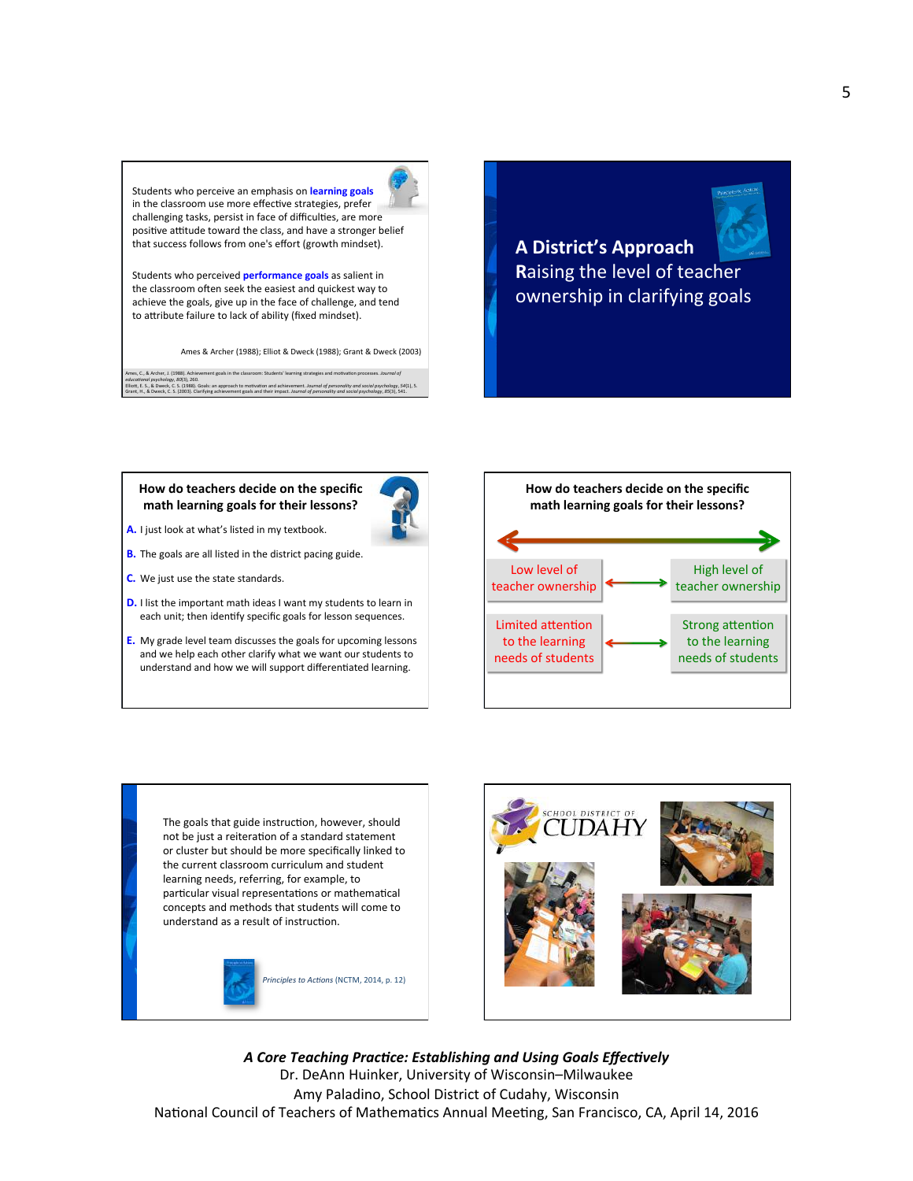Students who perceive an emphasis on **learning goals** in the classroom use more effective strategies, prefer challenging tasks, persist in face of difficulties, are more positive attitude toward the class, and have a stronger belief that success follows from one's effort (growth mindset).

Students who perceived **performance goals** as salient in the classroom often seek the easiest and quickest way to achieve the goals, give up in the face of challenge, and tend to attribute failure to lack of ability (fixed mindset).

Ames & Archer (1988); Elliot & Dweck (1988); Grant & Dweck (2003)

Ames, C., & Archer, J. (1988). Achievement goals in the classroom: Students' learning strategies and motivation processes. *Journal of educational psychology, 80*(3), 260.
Elliott, E. S., & Dweck, C. S. (1988). Goals: an approach to motivation and achievement. *Journal of personality and social psychology, 54*(1), 5.
Grant, H., & Dweck, C. S. (2003). Clarifying achievement goals and their impact. *Journal of personality and social psychology, 85*(3), 541.

## A District's Approach

Raising the level of teacher ownership in clarifying goals

### How do teachers decide on the specific math learning goals for their lessons?

**A.** I just look at what's listed in my textbook.

**B.** The goals are all listed in the district pacing guide.

**C.** We just use the state standards.

**D.** I list the important math ideas I want my students to learn in each unit; then identify specific goals for lesson sequences.

**E.** My grade level team discusses the goals for upcoming lessons and we help each other clarify what we want our students to understand and how we will support differentiated learning.

### How do teachers decide on the specific math learning goals for their lessons?

| | |
|---|---|
| Low level of teacher ownership | High level of teacher ownership |
| Limited attention to the learning needs of students | Strong attention to the learning needs of students |

The goals that guide instruction, however, should not be just a reiteration of a standard statement or cluster but should be more specifically linked to the current classroom curriculum and student learning needs, referring, for example, to particular visual representations or mathematical concepts and methods that students will come to understand as a result of instruction.

*Principles to Actions* (NCTM, 2014, p. 12)

School District of CUDAHY

***A Core Teaching Practice: Establishing and Using Goals Effectively***
Dr. DeAnn Huinker, University of Wisconsin–Milwaukee
Amy Paladino, School District of Cudahy, Wisconsin
National Council of Teachers of Mathematics Annual Meeting, San Francisco, CA, April 14, 2016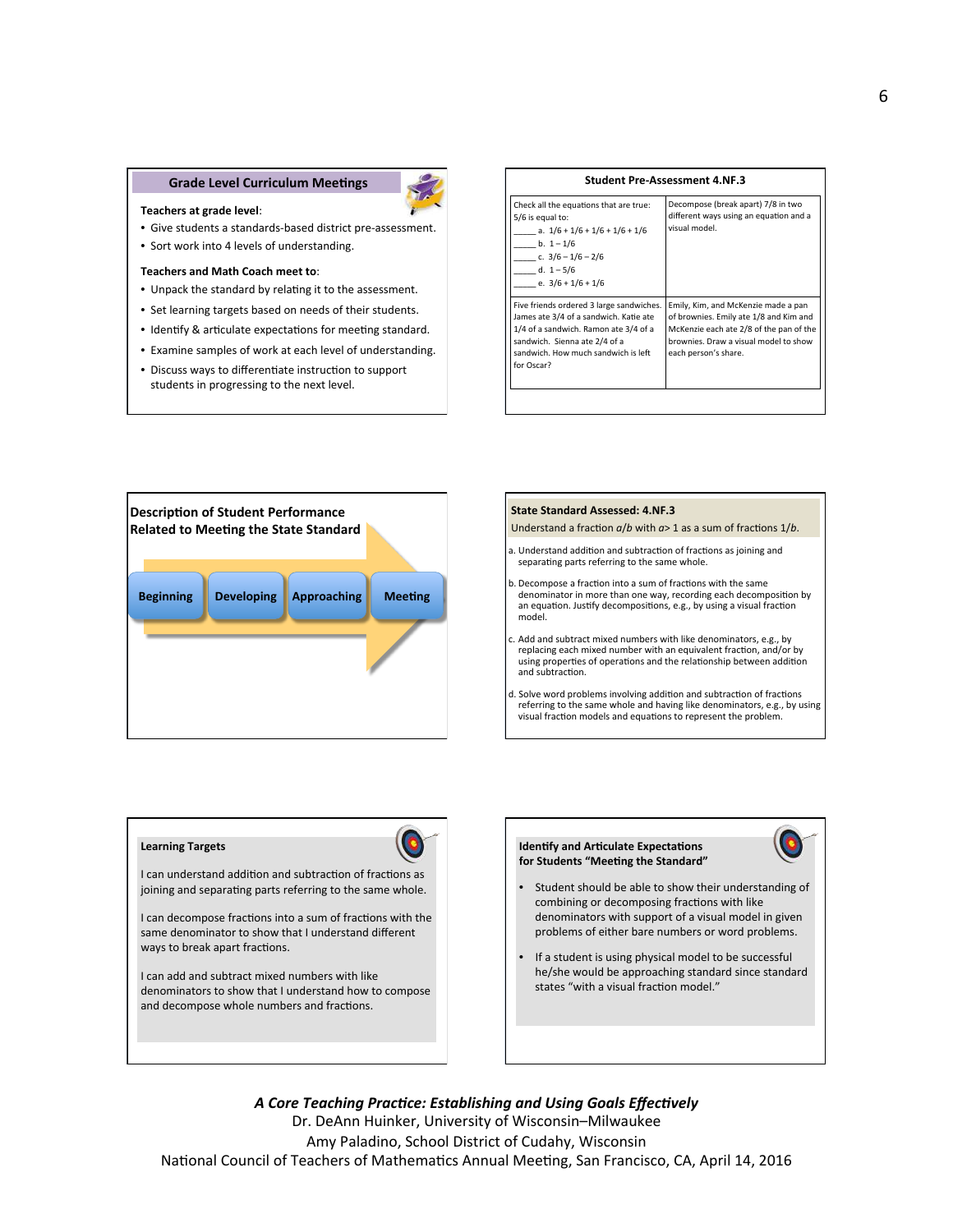## Grade Level Curriculum Meetings

**Teachers at grade level**:

- Give students a standards-based district pre-assessment.
- Sort work into 4 levels of understanding.

**Teachers and Math Coach meet to**:

- Unpack the standard by relating it to the assessment.
- Set learning targets based on needs of their students.
- Identify & articulate expectations for meeting standard.
- Examine samples of work at each level of understanding.
- Discuss ways to differentiate instruction to support students in progressing to the next level.

## Student Pre-Assessment 4.NF.3

| | |
|---|---|
| Check all the equations that are true: 5/6 is equal to:<br>_____ a. 1/6 + 1/6 + 1/6 + 1/6 + 1/6<br>_____ b. 1 – 1/6<br>_____ c. 3/6 – 1/6 – 2/6<br>_____ d. 1 – 5/6<br>_____ e. 3/6 + 1/6 + 1/6 | Decompose (break apart) 7/8 in two different ways using an equation and a visual model. |
| Five friends ordered 3 large sandwiches. James ate 3/4 of a sandwich. Katie ate 1/4 of a sandwich. Ramon ate 3/4 of a sandwich. Sienna ate 2/4 of a sandwich. How much sandwich is left for Oscar? | Emily, Kim, and McKenzie made a pan of brownies. Emily ate 1/8 and Kim and McKenzie each ate 2/8 of the pan of the brownies. Draw a visual model to show each person's share. |

## Description of Student Performance Related to Meeting the State Standard

Beginning → Developing → Approaching → Meeting

## State Standard Assessed: 4.NF.3

Understand a fraction $a/b$ with $a > 1$ as a sum of fractions $1/b$.

a. Understand addition and subtraction of fractions as joining and separating parts referring to the same whole.

b. Decompose a fraction into a sum of fractions with the same denominator in more than one way, recording each decomposition by an equation. Justify decompositions, e.g., by using a visual fraction model.

c. Add and subtract mixed numbers with like denominators, e.g., by replacing each mixed number with an equivalent fraction, and/or by using properties of operations and the relationship between addition and subtraction.

d. Solve word problems involving addition and subtraction of fractions referring to the same whole and having like denominators, e.g., by using visual fraction models and equations to represent the problem.

## Learning Targets

I can understand addition and subtraction of fractions as joining and separating parts referring to the same whole.

I can decompose fractions into a sum of fractions with the same denominator to show that I understand different ways to break apart fractions.

I can add and subtract mixed numbers with like denominators to show that I understand how to compose and decompose whole numbers and fractions.

## Identify and Articulate Expectations for Students "Meeting the Standard"

- Student should be able to show their understanding of combining or decomposing fractions with like denominators with support of a visual model in given problems of either bare numbers or word problems.
- If a student is using physical model to be successful he/she would be approaching standard since standard states "with a visual fraction model."

*A Core Teaching Practice: Establishing and Using Goals Effectively*
Dr. DeAnn Huinker, University of Wisconsin–Milwaukee
Amy Paladino, School District of Cudahy, Wisconsin
National Council of Teachers of Mathematics Annual Meeting, San Francisco, CA, April 14, 2016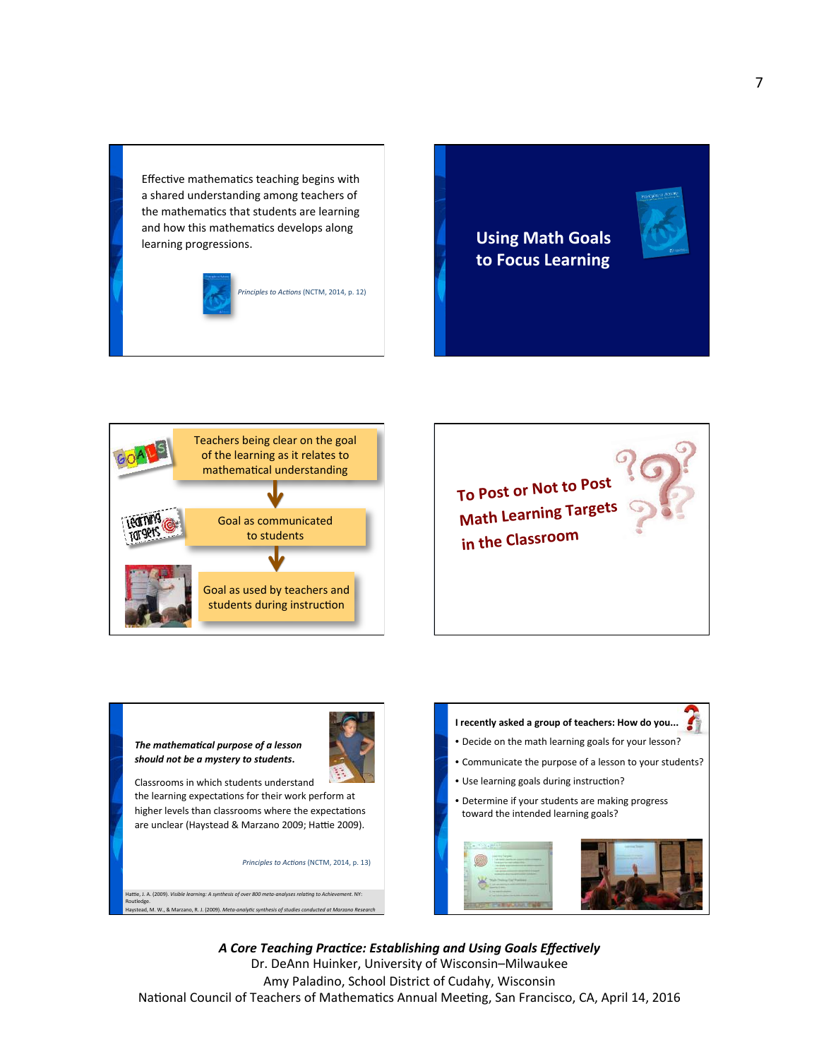Effective mathematics teaching begins with a shared understanding among teachers of the mathematics that students are learning and how this mathematics develops along learning progressions.

*Principles to Actions* (NCTM, 2014, p. 12)

## Using Math Goals to Focus Learning

Teachers being clear on the goal of the learning as it relates to mathematical understanding

Goal as communicated to students

Goal as used by teachers and students during instruction

## To Post or Not to Post Math Learning Targets in the Classroom

***The mathematical purpose of a lesson should not be a mystery to students.***

Classrooms in which students understand the learning expectations for their work perform at higher levels than classrooms where the expectations are unclear (Haystead & Marzano 2009; Hattie 2009).

*Principles to Actions* (NCTM, 2014, p. 13)

Hattie, J. A. (2009). *Visible learning: A synthesis of over 800 meta-analyses relating to Achievement*. NY: Routledge.
Haystead, M. W., & Marzano, R. J. (2009). *Meta-analytic synthesis of studies conducted at Marzano Research*

**I recently asked a group of teachers: How do you...**

- Decide on the math learning goals for your lesson?
- Communicate the purpose of a lesson to your students?
- Use learning goals during instruction?
- Determine if your students are making progress toward the intended learning goals?

*A Core Teaching Practice: Establishing and Using Goals Effectively*
Dr. DeAnn Huinker, University of Wisconsin–Milwaukee
Amy Paladino, School District of Cudahy, Wisconsin
National Council of Teachers of Mathematics Annual Meeting, San Francisco, CA, April 14, 2016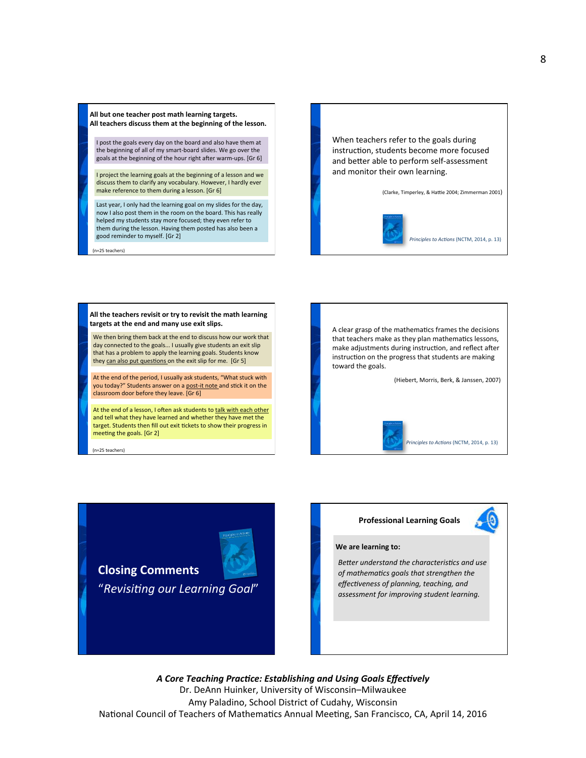**All but one teacher post math learning targets.**
**All teachers discuss them at the beginning of the lesson.**

I post the goals every day on the board and also have them at the beginning of all of my smart-board slides. We go over the goals at the beginning of the hour right after warm-ups. [Gr 6]

I project the learning goals at the beginning of a lesson and we discuss them to clarify any vocabulary. However, I hardly ever make reference to them during a lesson. [Gr 6]

Last year, I only had the learning goal on my slides for the day, now I also post them in the room on the board. This has really helped my students stay more focused; they even refer to them during the lesson. Having them posted has also been a good reminder to myself. [Gr 2]

(n=25 teachers)

---

When teachers refer to the goals during instruction, students become more focused and better able to perform self-assessment and monitor their own learning.

(Clarke, Timperley, & Hattie 2004; Zimmerman 2001)

*Principles to Actions* (NCTM, 2014, p. 13)

---

**All the teachers revisit or try to revisit the math learning targets at the end and many use exit slips.**

We then bring them back at the end to discuss how our work that day connected to the goals... I usually give students an exit slip that has a problem to apply the learning goals. Students know they can also put questions on the exit slip for me. [Gr 5]

At the end of the period, I usually ask students, "What stuck with you today?" Students answer on a post-it note and stick it on the classroom door before they leave. [Gr 6]

At the end of a lesson, I often ask students to talk with each other and tell what they have learned and whether they have met the target. Students then fill out exit tickets to show their progress in meeting the goals. [Gr 2]

(n=25 teachers)

---

A clear grasp of the mathematics frames the decisions that teachers make as they plan mathematics lessons, make adjustments during instruction, and reflect after instruction on the progress that students are making toward the goals.

(Hiebert, Morris, Berk, & Janssen, 2007)

*Principles to Actions* (NCTM, 2014, p. 13)

---

**Closing Comments**

*"Revisiting our Learning Goal"*

---

**Professional Learning Goals**

**We are learning to:**

*Better understand the characteristics and use of mathematics goals that strengthen the effectiveness of planning, teaching, and assessment for improving student learning.*

---

***A Core Teaching Practice: Establishing and Using Goals Effectively***
Dr. DeAnn Huinker, University of Wisconsin–Milwaukee
Amy Paladino, School District of Cudahy, Wisconsin
National Council of Teachers of Mathematics Annual Meeting, San Francisco, CA, April 14, 2016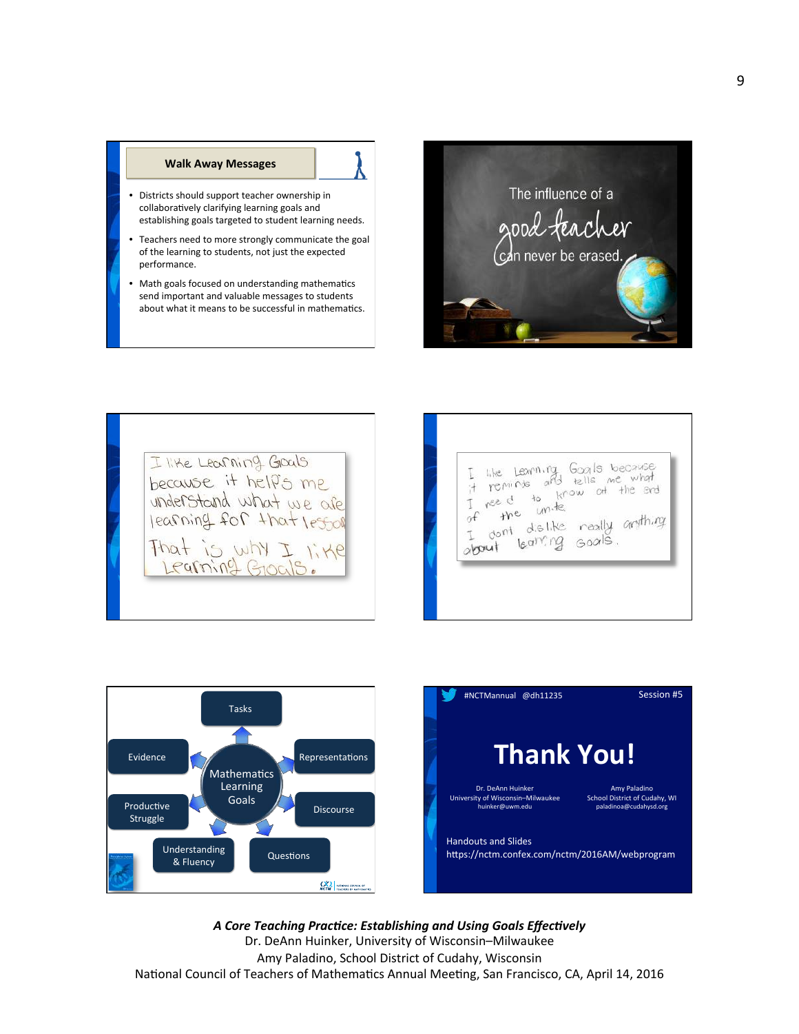## Walk Away Messages

- Districts should support teacher ownership in collaboratively clarifying learning goals and establishing goals targeted to student learning needs.
- Teachers need to more strongly communicate the goal of the learning to students, not just the expected performance.
- Math goals focused on understanding mathematics send important and valuable messages to students about what it means to be successful in mathematics.

The influence of a good teacher can never be erased.

I like Learning Goals because it help's me understand what we are learning for that lesson. That is why I like Learning Goals.

I like Learning Goals because it reminds and tells me what I need to know at the end of the unite. I dont dislike really anything about learning Goals.

Tasks

Representations

Discourse

Questions

Understanding & Fluency

Productive Struggle

Evidence

Mathematics Learning Goals

#NCTMannual @dh11235 Session #5

# Thank You!

Dr. DeAnn Huinker
University of Wisconsin–Milwaukee
huinker@uwm.edu

Amy Paladino
School District of Cudahy, WI
paladinoa@cudahysd.org

Handouts and Slides
https://nctm.confex.com/nctm/2016AM/webprogram

***A Core Teaching Practice: Establishing and Using Goals Effectively***
Dr. DeAnn Huinker, University of Wisconsin–Milwaukee
Amy Paladino, School District of Cudahy, Wisconsin
National Council of Teachers of Mathematics Annual Meeting, San Francisco, CA, April 14, 2016